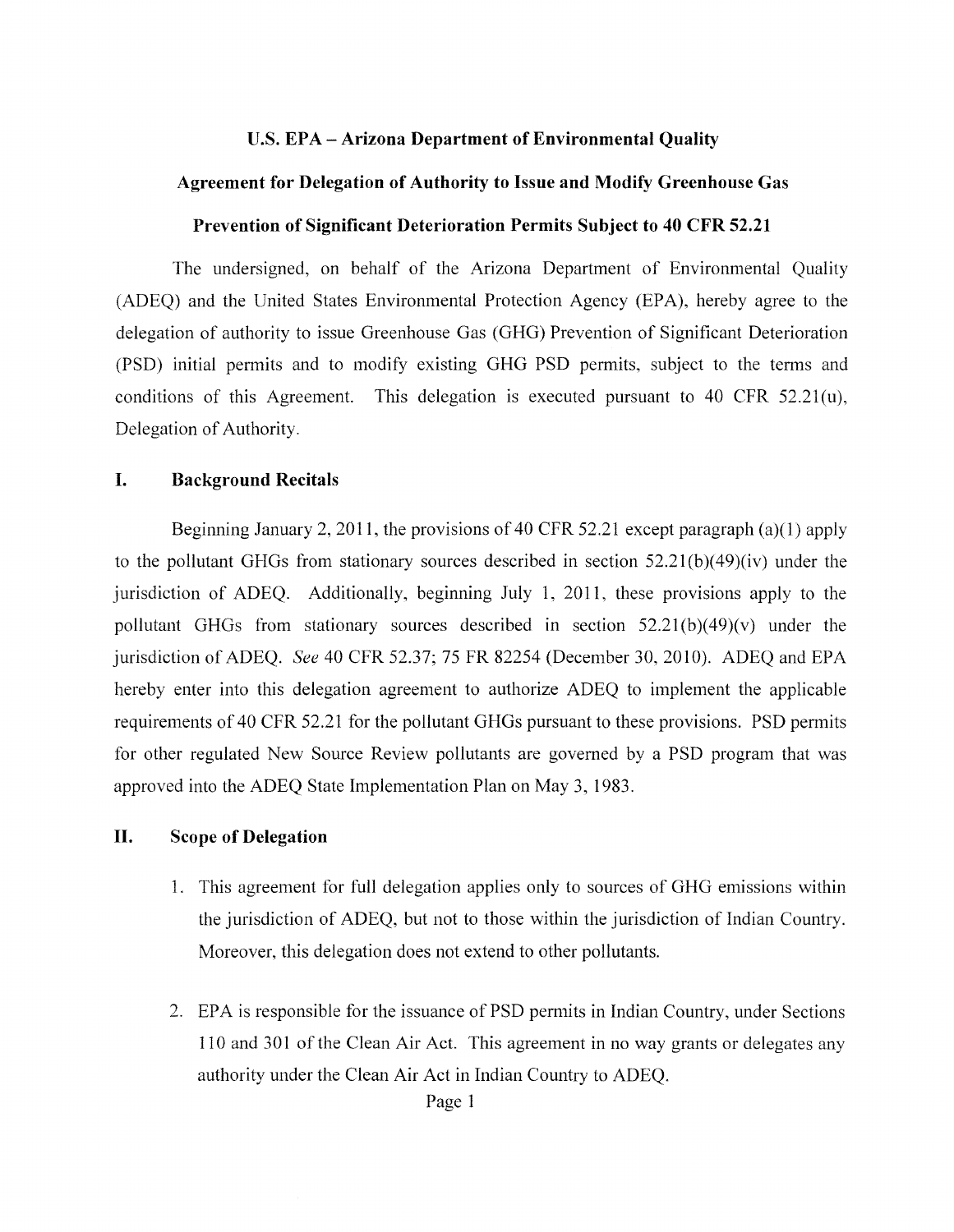# U.S. EPA – Arizona Department of Environmental Quality

## Agreement for Delegation of Authority to Issue and Modify Greenhouse Gas Prevention of Significant Deterioration Permits Subject to 40 CFR 52.21

The undersigned, on behalf of the Arizona Department of Environmental Quality (ADEQ) and the United States Environmental Protection Agency (EPA), hereby agree to the delegation of authority to issue Greenhouse Gas (GHG) Prevention of Significant Deterioration (PSD) initial permits and to modify existing GHG PSD permits, subject to the terms and conditions of this Agreement. This delegation is executed pursuant to 40 CFR 52.21(u), Delegation of Authority.

## I. Background Recitals

Beginning January 2, 2011, the provisions of 40 CFR 52.21 except paragraph (a)(1) apply to the pollutant GHGs from stationary sources described in section 52.21(b)(49)(iv) under the jurisdiction of ADEQ. Additionally, beginning July 1, 2011, these provisions apply to the pollutant GHGs from stationary sources described in section 52.21(b)(49)(v) under the jurisdiction of ADEQ. *See* 40 CFR 52.37; 75 FR 82254 (December 30, 2010). ADEQ and EPA hereby enter into this delegation agreement to authorize ADEQ to implement the applicable requirements of 40 CFR 52.21 for the pollutant GHGs pursuant to these provisions. PSD permits for other regulated New Source Review pollutants are governed by a PSD program that was approved into the ADEQ State Implementation Plan on May 3, 1983.

## II. Scope of Delegation

1. This agreement for full delegation applies only to sources of GHG emissions within the jurisdiction of ADEQ, but not to those within the jurisdiction of Indian Country. Moreover, this delegation does not extend to other pollutants.

2. EPA is responsible for the issuance of PSD permits in Indian Country, under Sections 110 and 301 of the Clean Air Act. This agreement in no way grants or delegates any authority under the Clean Air Act in Indian Country to ADEQ.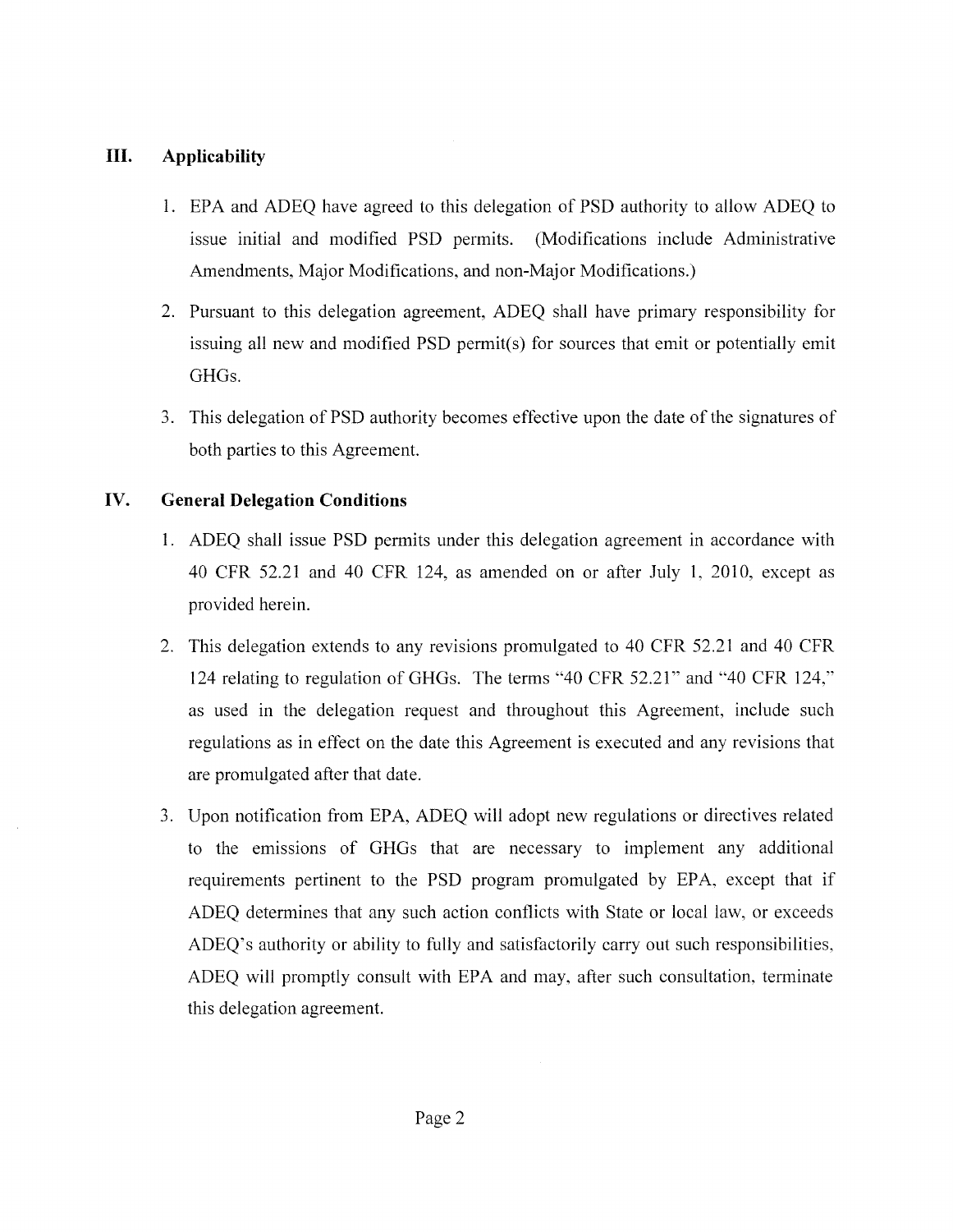## III. Applicability

1. EPA and ADEQ have agreed to this delegation of PSD authority to allow ADEQ to issue initial and modified PSD permits. (Modifications include Administrative Amendments, Major Modifications, and non-Major Modifications.)

2. Pursuant to this delegation agreement, ADEQ shall have primary responsibility for issuing all new and modified PSD permit(s) for sources that emit or potentially emit GHGs.

3. This delegation of PSD authority becomes effective upon the date of the signatures of both parties to this Agreement.

## IV. General Delegation Conditions

1. ADEQ shall issue PSD permits under this delegation agreement in accordance with 40 CFR 52.21 and 40 CFR 124, as amended on or after July 1, 2010, except as provided herein.

2. This delegation extends to any revisions promulgated to 40 CFR 52.21 and 40 CFR 124 relating to regulation of GHGs. The terms "40 CFR 52.21" and "40 CFR 124," as used in the delegation request and throughout this Agreement, include such regulations as in effect on the date this Agreement is executed and any revisions that are promulgated after that date.

3. Upon notification from EPA, ADEQ will adopt new regulations or directives related to the emissions of GHGs that are necessary to implement any additional requirements pertinent to the PSD program promulgated by EPA, except that if ADEQ determines that any such action conflicts with State or local law, or exceeds ADEQ's authority or ability to fully and satisfactorily carry out such responsibilities, ADEQ will promptly consult with EPA and may, after such consultation, terminate this delegation agreement.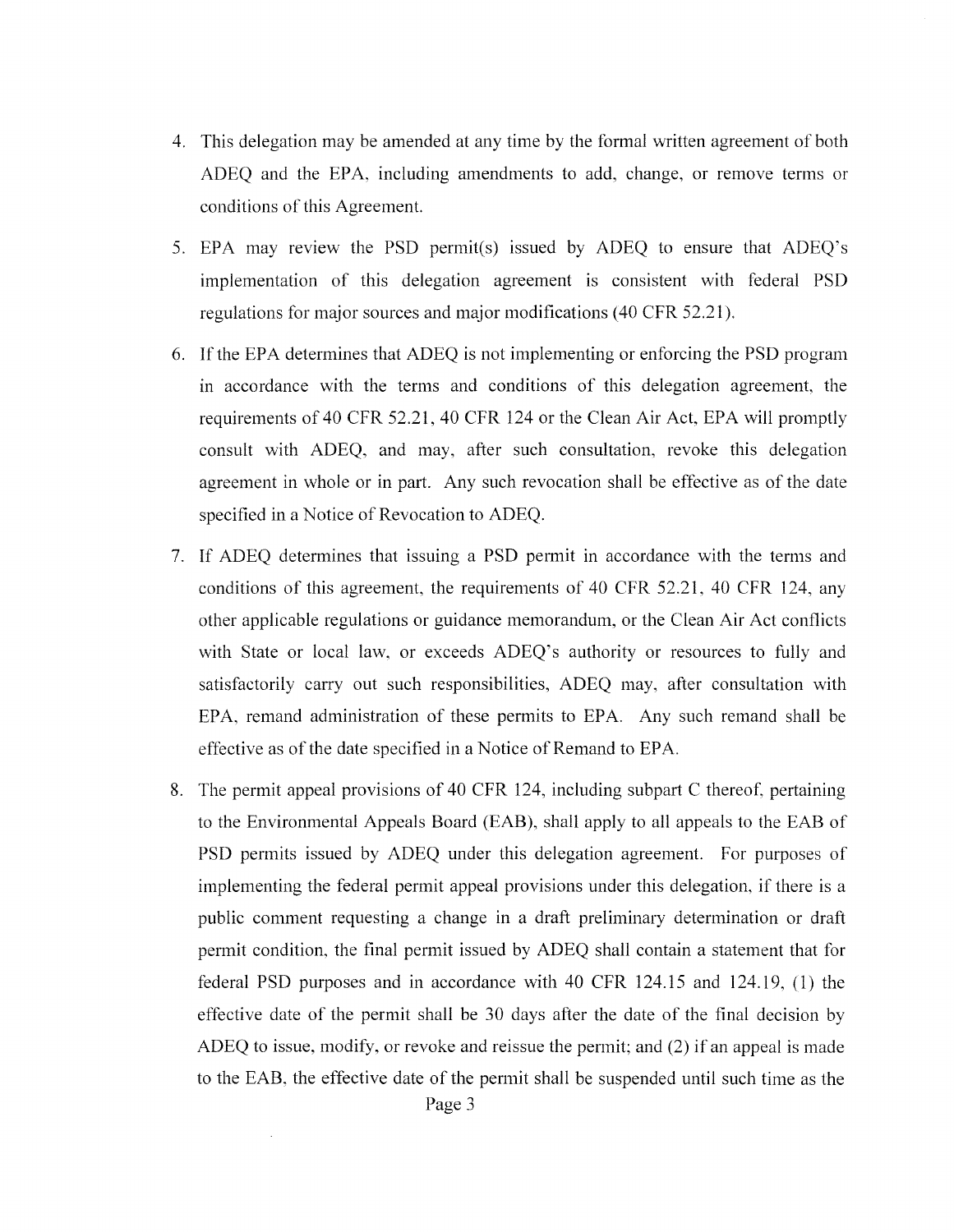4. This delegation may be amended at any time by the formal written agreement of both ADEQ and the EPA, including amendments to add, change, or remove terms or conditions of this Agreement.

5. EPA may review the PSD permit(s) issued by ADEQ to ensure that ADEQ's implementation of this delegation agreement is consistent with federal PSD regulations for major sources and major modifications (40 CFR 52.21).

6. If the EPA determines that ADEQ is not implementing or enforcing the PSD program in accordance with the terms and conditions of this delegation agreement, the requirements of 40 CFR 52.21, 40 CFR 124 or the Clean Air Act, EPA will promptly consult with ADEQ, and may, after such consultation, revoke this delegation agreement in whole or in part. Any such revocation shall be effective as of the date specified in a Notice of Revocation to ADEQ.

7. If ADEQ determines that issuing a PSD permit in accordance with the terms and conditions of this agreement, the requirements of 40 CFR 52.21, 40 CFR 124, any other applicable regulations or guidance memorandum, or the Clean Air Act conflicts with State or local law, or exceeds ADEQ's authority or resources to fully and satisfactorily carry out such responsibilities, ADEQ may, after consultation with EPA, remand administration of these permits to EPA. Any such remand shall be effective as of the date specified in a Notice of Remand to EPA.

8. The permit appeal provisions of 40 CFR 124, including subpart C thereof, pertaining to the Environmental Appeals Board (EAB), shall apply to all appeals to the EAB of PSD permits issued by ADEQ under this delegation agreement. For purposes of implementing the federal permit appeal provisions under this delegation, if there is a public comment requesting a change in a draft preliminary determination or draft permit condition, the final permit issued by ADEQ shall contain a statement that for federal PSD purposes and in accordance with 40 CFR 124.15 and 124.19, (1) the effective date of the permit shall be 30 days after the date of the final decision by ADEQ to issue, modify, or revoke and reissue the permit; and (2) if an appeal is made to the EAB, the effective date of the permit shall be suspended until such time as the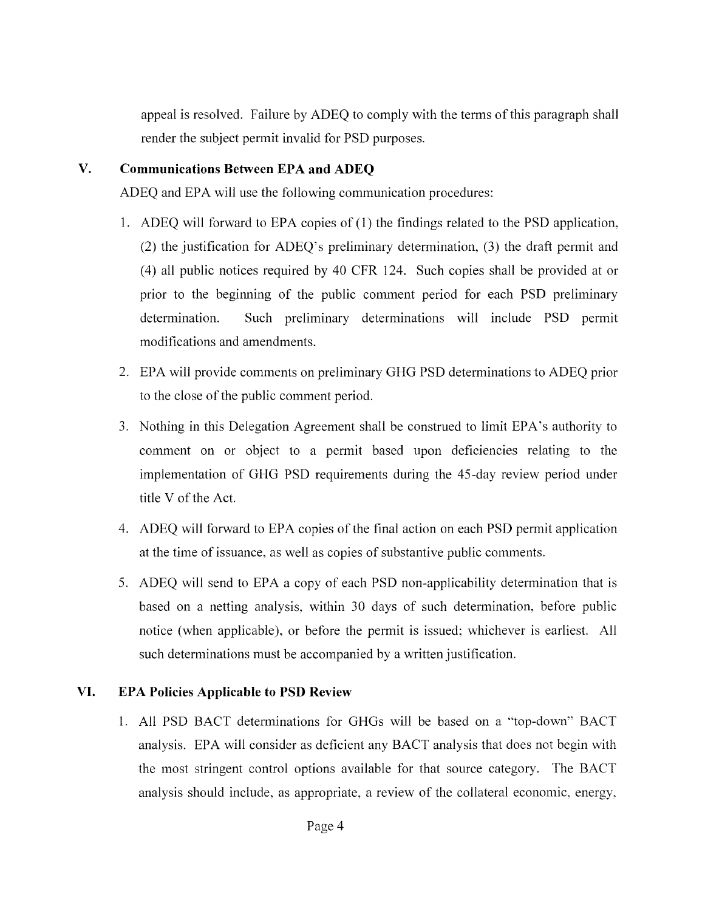appeal is resolved. Failure by ADEQ to comply with the terms of this paragraph shall render the subject permit invalid for PSD purposes.

## V. Communications Between EPA and ADEQ

ADEQ and EPA will use the following communication procedures:

1. ADEQ will forward to EPA copies of (1) the findings related to the PSD application, (2) the justification for ADEQ's preliminary determination, (3) the draft permit and (4) all public notices required by 40 CFR 124. Such copies shall be provided at or prior to the beginning of the public comment period for each PSD preliminary determination. Such preliminary determinations will include PSD permit modifications and amendments.

2. EPA will provide comments on preliminary GHG PSD determinations to ADEQ prior to the close of the public comment period.

3. Nothing in this Delegation Agreement shall be construed to limit EPA's authority to comment on or object to a permit based upon deficiencies relating to the implementation of GHG PSD requirements during the 45-day review period under title V of the Act.

4. ADEQ will forward to EPA copies of the final action on each PSD permit application at the time of issuance, as well as copies of substantive public comments.

5. ADEQ will send to EPA a copy of each PSD non-applicability determination that is based on a netting analysis, within 30 days of such determination, before public notice (when applicable), or before the permit is issued; whichever is earliest. All such determinations must be accompanied by a written justification.

## VI. EPA Policies Applicable to PSD Review

1. All PSD BACT determinations for GHGs will be based on a "top-down" BACT analysis. EPA will consider as deficient any BACT analysis that does not begin with the most stringent control options available for that source category. The BACT analysis should include, as appropriate, a review of the collateral economic, energy,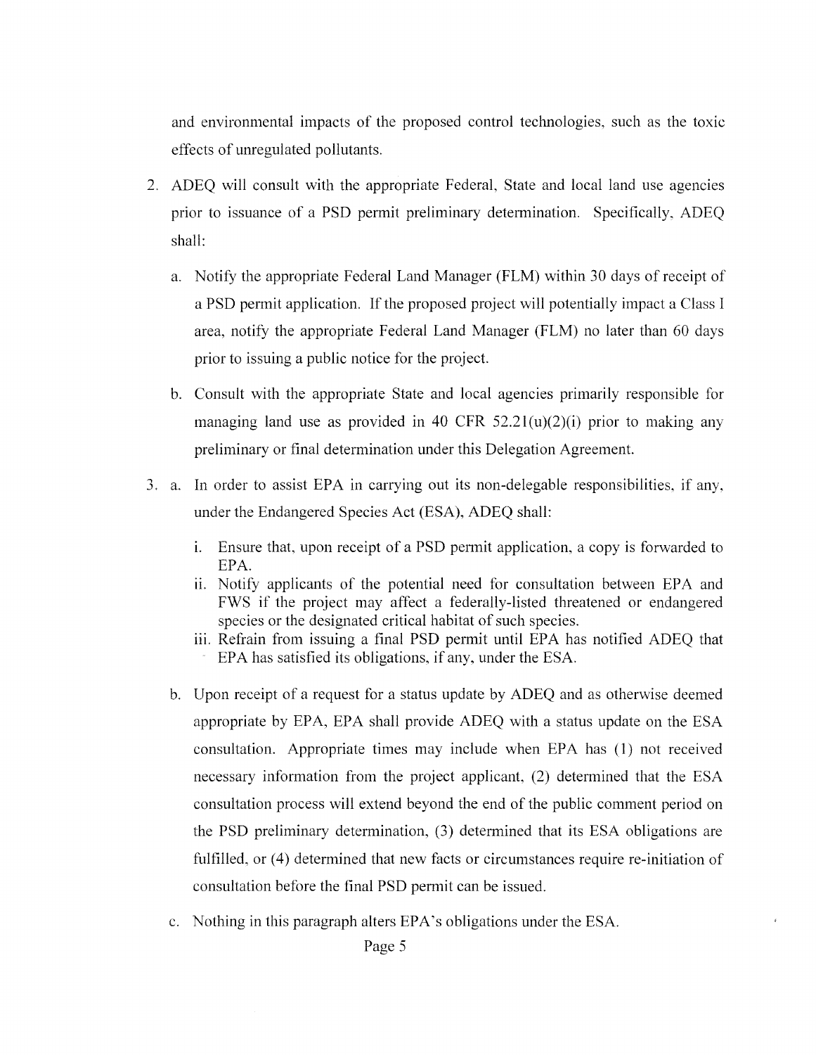and environmental impacts of the proposed control technologies, such as the toxic effects of unregulated pollutants.

2. ADEQ will consult with the appropriate Federal, State and local land use agencies prior to issuance of a PSD permit preliminary determination. Specifically, ADEQ shall:

   a. Notify the appropriate Federal Land Manager (FLM) within 30 days of receipt of a PSD permit application. If the proposed project will potentially impact a Class I area, notify the appropriate Federal Land Manager (FLM) no later than 60 days prior to issuing a public notice for the project.

   b. Consult with the appropriate State and local agencies primarily responsible for managing land use as provided in 40 CFR 52.21(u)(2)(i) prior to making any preliminary or final determination under this Delegation Agreement.

3. a. In order to assist EPA in carrying out its non-delegable responsibilities, if any, under the Endangered Species Act (ESA), ADEQ shall:

      i. Ensure that, upon receipt of a PSD permit application, a copy is forwarded to EPA.
      ii. Notify applicants of the potential need for consultation between EPA and FWS if the project may affect a federally-listed threatened or endangered species or the designated critical habitat of such species.
      iii. Refrain from issuing a final PSD permit until EPA has notified ADEQ that EPA has satisfied its obligations, if any, under the ESA.

   b. Upon receipt of a request for a status update by ADEQ and as otherwise deemed appropriate by EPA, EPA shall provide ADEQ with a status update on the ESA consultation. Appropriate times may include when EPA has (1) not received necessary information from the project applicant, (2) determined that the ESA consultation process will extend beyond the end of the public comment period on the PSD preliminary determination, (3) determined that its ESA obligations are fulfilled, or (4) determined that new facts or circumstances require re-initiation of consultation before the final PSD permit can be issued.

   c. Nothing in this paragraph alters EPA's obligations under the ESA.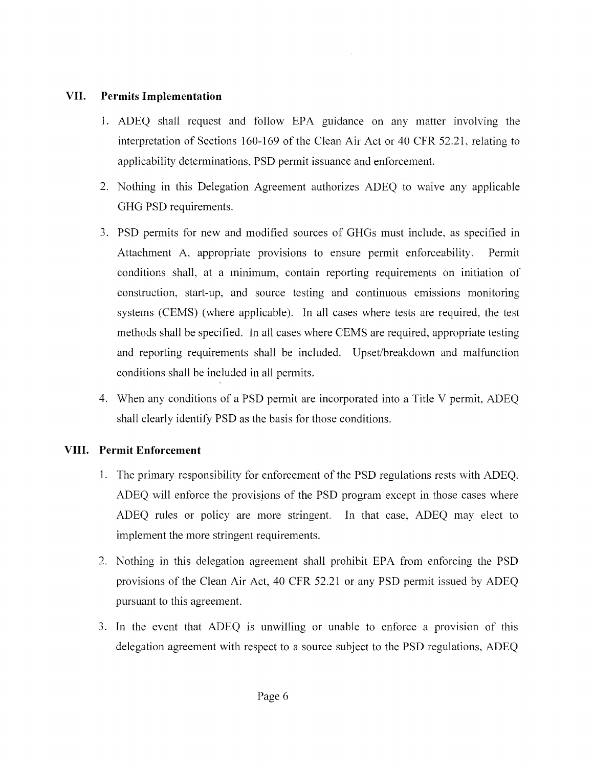## VII. Permits Implementation

1. ADEQ shall request and follow EPA guidance on any matter involving the interpretation of Sections 160-169 of the Clean Air Act or 40 CFR 52.21, relating to applicability determinations, PSD permit issuance and enforcement.

2. Nothing in this Delegation Agreement authorizes ADEQ to waive any applicable GHG PSD requirements.

3. PSD permits for new and modified sources of GHGs must include, as specified in Attachment A, appropriate provisions to ensure permit enforceability. Permit conditions shall, at a minimum, contain reporting requirements on initiation of construction, start-up, and source testing and continuous emissions monitoring systems (CEMS) (where applicable). In all cases where tests are required, the test methods shall be specified. In all cases where CEMS are required, appropriate testing and reporting requirements shall be included. Upset/breakdown and malfunction conditions shall be included in all permits.

4. When any conditions of a PSD permit are incorporated into a Title V permit, ADEQ shall clearly identify PSD as the basis for those conditions.

## VIII. Permit Enforcement

1. The primary responsibility for enforcement of the PSD regulations rests with ADEQ. ADEQ will enforce the provisions of the PSD program except in those cases where ADEQ rules or policy are more stringent. In that case, ADEQ may elect to implement the more stringent requirements.

2. Nothing in this delegation agreement shall prohibit EPA from enforcing the PSD provisions of the Clean Air Act, 40 CFR 52.21 or any PSD permit issued by ADEQ pursuant to this agreement.

3. In the event that ADEQ is unwilling or unable to enforce a provision of this delegation agreement with respect to a source subject to the PSD regulations, ADEQ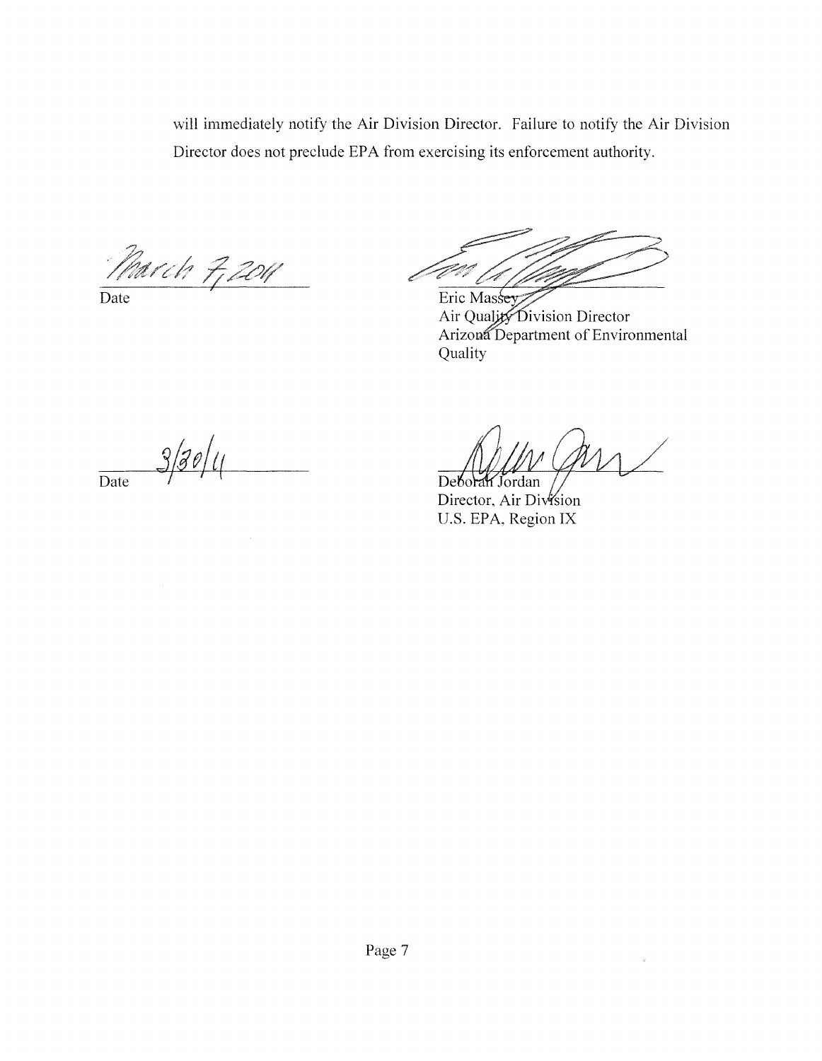will immediately notify the Air Division Director. Failure to notify the Air Division Director does not preclude EPA from exercising its enforcement authority.

March 7, 2011
Date

Eric Massey
Air Quality Division Director
Arizona Department of Environmental Quality

3/30/11
Date

Deborah Jordan
Director, Air Division
U.S. EPA, Region IX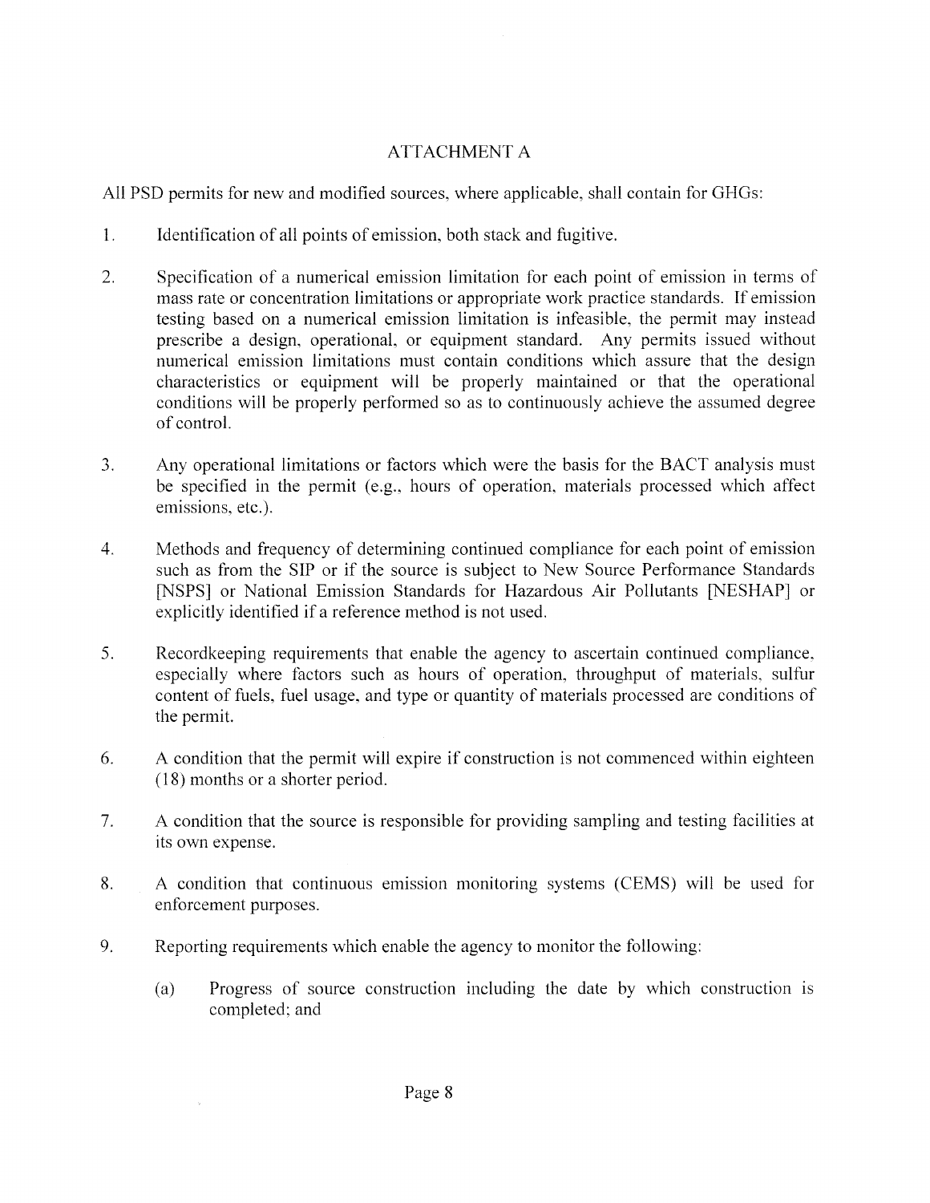# ATTACHMENT A

All PSD permits for new and modified sources, where applicable, shall contain for GHGs:

1. Identification of all points of emission, both stack and fugitive.

2. Specification of a numerical emission limitation for each point of emission in terms of mass rate or concentration limitations or appropriate work practice standards. If emission testing based on a numerical emission limitation is infeasible, the permit may instead prescribe a design, operational, or equipment standard. Any permits issued without numerical emission limitations must contain conditions which assure that the design characteristics or equipment will be properly maintained or that the operational conditions will be properly performed so as to continuously achieve the assumed degree of control.

3. Any operational limitations or factors which were the basis for the BACT analysis must be specified in the permit (e.g., hours of operation, materials processed which affect emissions, etc.).

4. Methods and frequency of determining continued compliance for each point of emission such as from the SIP or if the source is subject to New Source Performance Standards [NSPS] or National Emission Standards for Hazardous Air Pollutants [NESHAP] or explicitly identified if a reference method is not used.

5. Recordkeeping requirements that enable the agency to ascertain continued compliance, especially where factors such as hours of operation, throughput of materials, sulfur content of fuels, fuel usage, and type or quantity of materials processed are conditions of the permit.

6. A condition that the permit will expire if construction is not commenced within eighteen (18) months or a shorter period.

7. A condition that the source is responsible for providing sampling and testing facilities at its own expense.

8. A condition that continuous emission monitoring systems (CEMS) will be used for enforcement purposes.

9. Reporting requirements which enable the agency to monitor the following:

   (a) Progress of source construction including the date by which construction is completed; and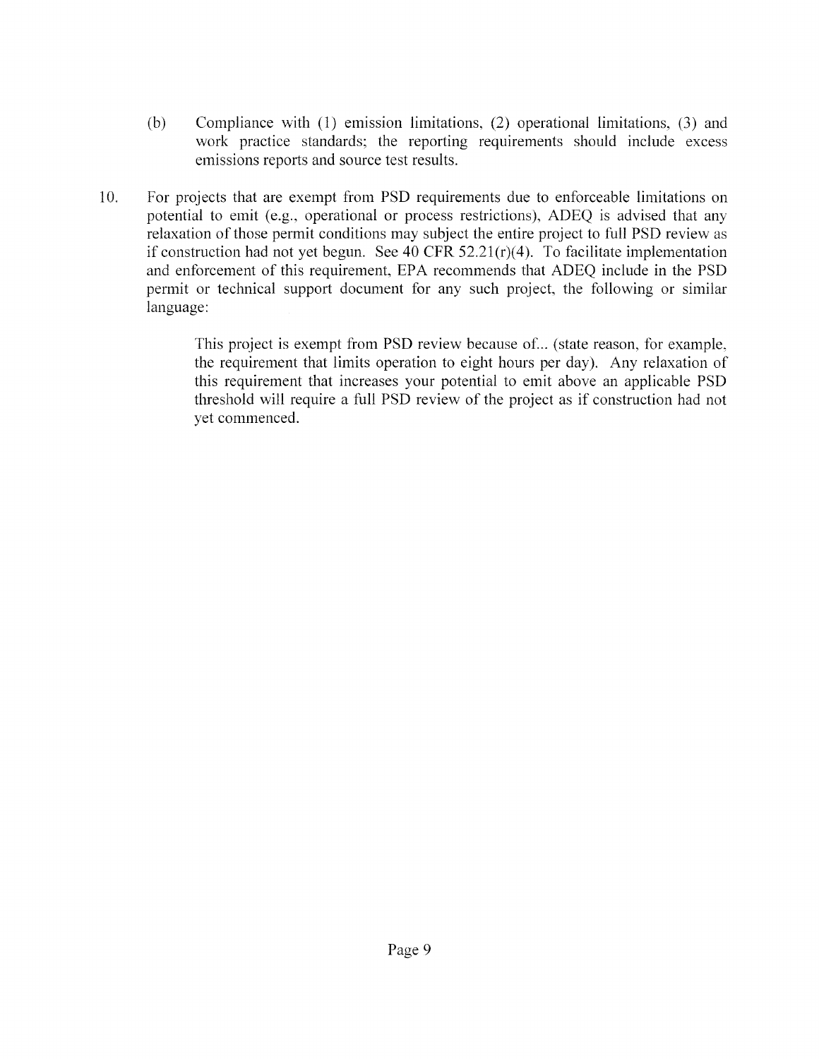(b) Compliance with (1) emission limitations, (2) operational limitations, (3) and work practice standards; the reporting requirements should include excess emissions reports and source test results.

10. For projects that are exempt from PSD requirements due to enforceable limitations on potential to emit (e.g., operational or process restrictions), ADEQ is advised that any relaxation of those permit conditions may subject the entire project to full PSD review as if construction had not yet begun. See 40 CFR 52.21(r)(4). To facilitate implementation and enforcement of this requirement, EPA recommends that ADEQ include in the PSD permit or technical support document for any such project, the following or similar language:

> This project is exempt from PSD review because of... (state reason, for example, the requirement that limits operation to eight hours per day). Any relaxation of this requirement that increases your potential to emit above an applicable PSD threshold will require a full PSD review of the project as if construction had not yet commenced.